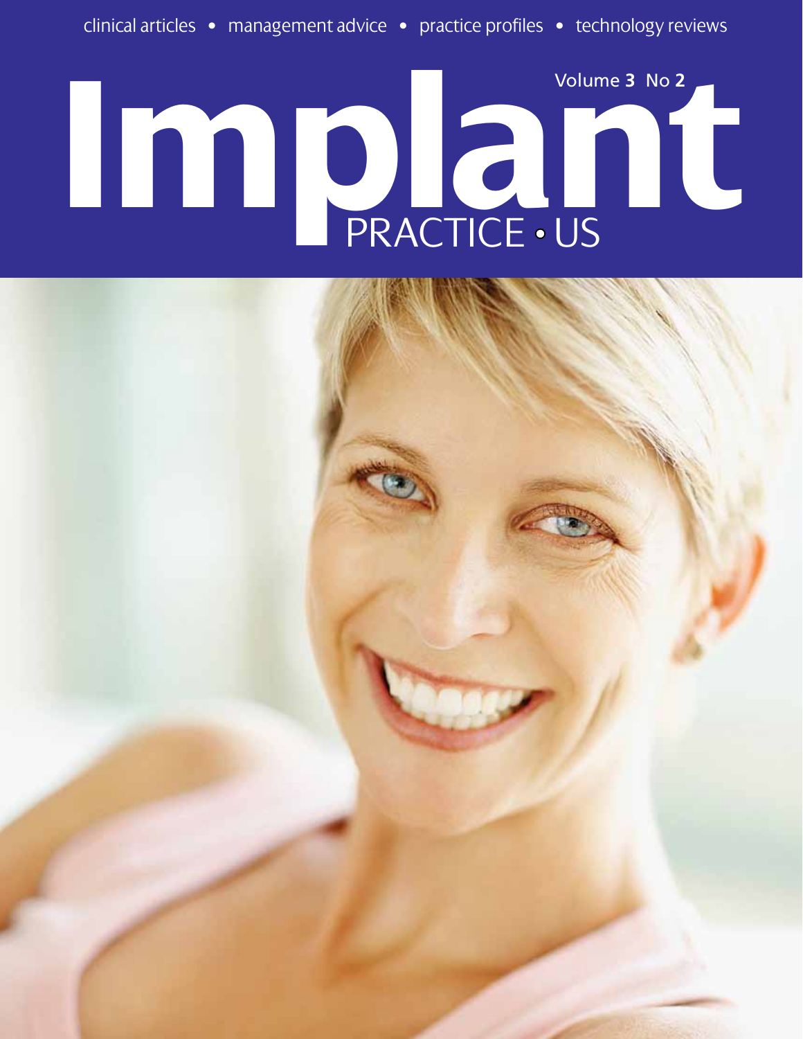clinical articles • management advice • practice profiles • technology reviews

# Implant PRACTICE • US

Volume 3 No 2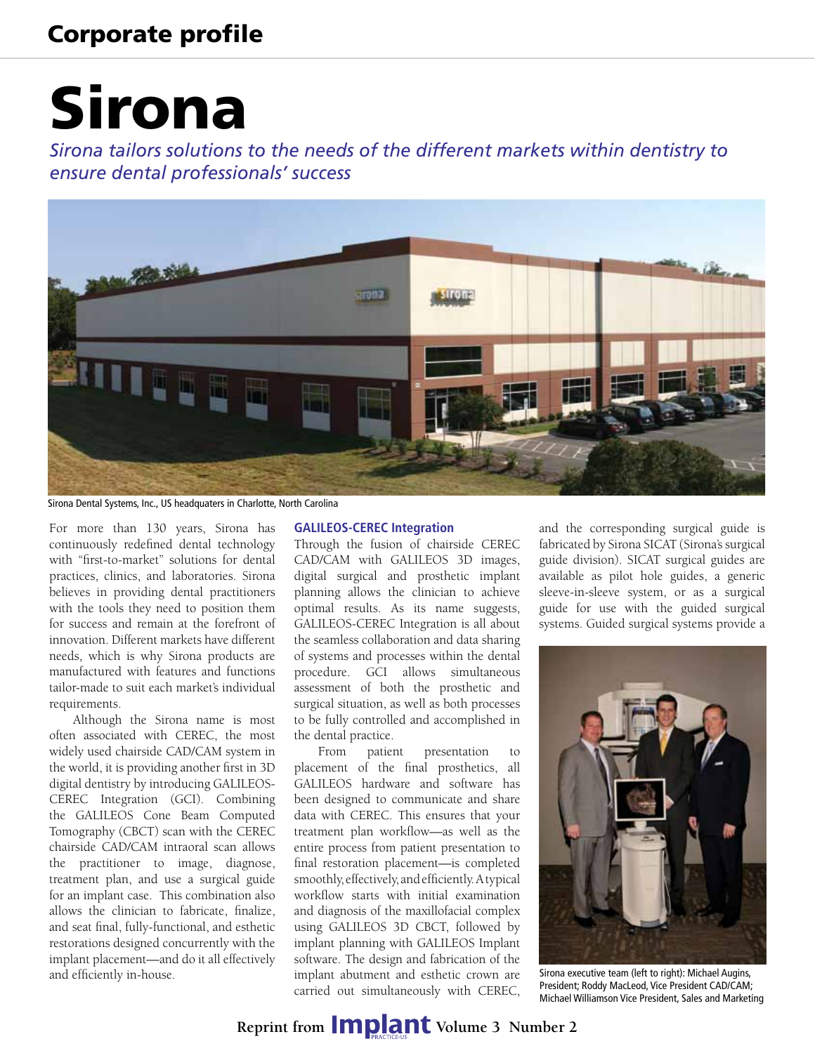## Corporate profile

# Sirona

*Sirona tailors solutions to the needs of the different markets within dentistry to ensure dental professionals' success*

Sirona Dental Systems, Inc., US headquaters in Charlotte, North Carolina

For more than 130 years, Sirona has continuously redefined dental technology with "first-to-market" solutions for dental practices, clinics, and laboratories. Sirona believes in providing dental practitioners with the tools they need to position them for success and remain at the forefront of innovation. Different markets have different needs, which is why Sirona products are manufactured with features and functions tailor-made to suit each market's individual requirements.

Although the Sirona name is most often associated with CEREC, the most widely used chairside CAD/CAM system in the world, it is providing another first in 3D digital dentistry by introducing GALILEOS-CEREC Integration (GCI). Combining the GALILEOS Cone Beam Computed Tomography (CBCT) scan with the CEREC chairside CAD/CAM intraoral scan allows the practitioner to image, diagnose, treatment plan, and use a surgical guide for an implant case. This combination also allows the clinician to fabricate, finalize, and seat final, fully-functional, and esthetic restorations designed concurrently with the implant placement—and do it all effectively and efficiently in-house.

### GALILEOS-CEREC Integration

Through the fusion of chairside CEREC CAD/CAM with GALILEOS 3D images, digital surgical and prosthetic implant planning allows the clinician to achieve optimal results. As its name suggests, GALILEOS-CEREC Integration is all about the seamless collaboration and data sharing of systems and processes within the dental procedure. GCI allows simultaneous assessment of both the prosthetic and surgical situation, as well as both processes to be fully controlled and accomplished in the dental practice.

From patient presentation to placement of the final prosthetics, all GALILEOS hardware and software has been designed to communicate and share data with CEREC. This ensures that your treatment plan workflow—as well as the entire process from patient presentation to final restoration placement—is completed smoothly, effectively, and efficiently. A typical workflow starts with initial examination and diagnosis of the maxillofacial complex using GALILEOS 3D CBCT, followed by implant planning with GALILEOS Implant software. The design and fabrication of the implant abutment and esthetic crown are carried out simultaneously with CEREC, and the corresponding surgical guide is fabricated by Sirona SICAT (Sirona's surgical guide division). SICAT surgical guides are available as pilot hole guides, a generic sleeve-in-sleeve system, or as a surgical guide for use with the guided surgical systems. Guided surgical systems provide a

Sirona executive team (left to right): Michael Augins, President; Roddy MacLeod, Vice President CAD/CAM; Michael Williamson Vice President, Sales and Marketing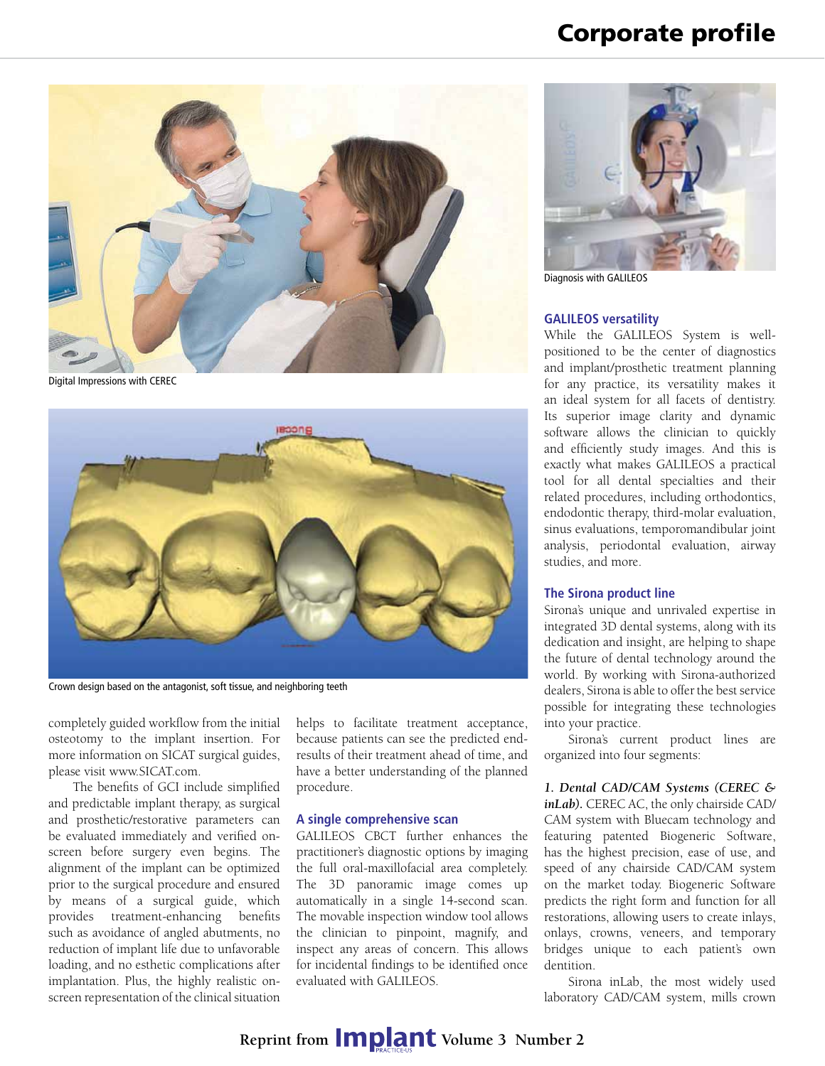Digital Impressions with CEREC

Crown design based on the antagonist, soft tissue, and neighboring teeth

completely guided workflow from the initial osteotomy to the implant insertion. For more information on SICAT surgical guides, please visit www.SICAT.com.

The benefits of GCI include simplified and predictable implant therapy, as surgical and prosthetic/restorative parameters can be evaluated immediately and verified on-screen before surgery even begins. The alignment of the implant can be optimized prior to the surgical procedure and ensured by means of a surgical guide, which provides treatment-enhancing benefits such as avoidance of angled abutments, no reduction of implant life due to unfavorable loading, and no esthetic complications after implantation. Plus, the highly realistic on-screen representation of the clinical situation helps to facilitate treatment acceptance, because patients can see the predicted end-results of their treatment ahead of time, and have a better understanding of the planned procedure.

### A single comprehensive scan

GALILEOS CBCT further enhances the practitioner's diagnostic options by imaging the full oral-maxillofacial area completely. The 3D panoramic image comes up automatically in a single 14-second scan. The movable inspection window tool allows the clinician to pinpoint, magnify, and inspect any areas of concern. This allows for incidental findings to be identified once evaluated with GALILEOS.

Diagnosis with GALILEOS

### GALILEOS versatility

While the GALILEOS System is well-positioned to be the center of diagnostics and implant/prosthetic treatment planning for any practice, its versatility makes it an ideal system for all facets of dentistry. Its superior image clarity and dynamic software allows the clinician to quickly and efficiently study images. And this is exactly what makes GALILEOS a practical tool for all dental specialties and their related procedures, including orthodontics, endodontic therapy, third-molar evaluation, sinus evaluations, temporomandibular joint analysis, periodontal evaluation, airway studies, and more.

### The Sirona product line

Sirona's unique and unrivaled expertise in integrated 3D dental systems, along with its dedication and insight, are helping to shape the future of dental technology around the world. By working with Sirona-authorized dealers, Sirona is able to offer the best service possible for integrating these technologies into your practice.

Sirona's current product lines are organized into four segments:

***1. Dental CAD/CAM Systems (CEREC & inLab).*** CEREC AC, the only chairside CAD/CAM system with Bluecam technology and featuring patented Biogeneric Software, has the highest precision, ease of use, and speed of any chairside CAD/CAM system on the market today. Biogeneric Software predicts the right form and function for all restorations, allowing users to create inlays, onlays, crowns, veneers, and temporary bridges unique to each patient's own dentition.

Sirona inLab, the most widely used laboratory CAD/CAM system, mills crown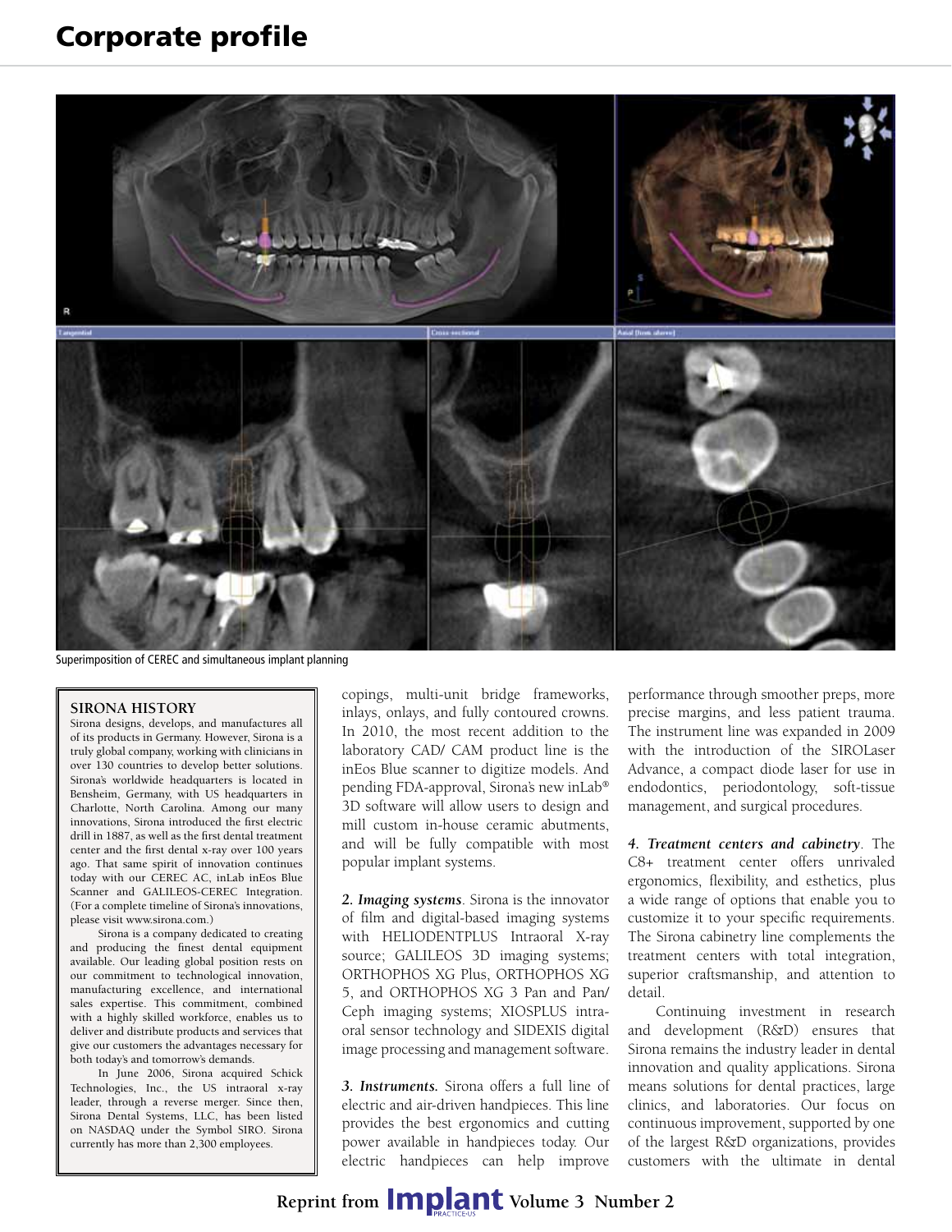Superimposition of CEREC and simultaneous implant planning

**SIRONA HISTORY**

Sirona designs, develops, and manufactures all of its products in Germany. However, Sirona is a truly global company, working with clinicians in over 130 countries to develop better solutions. Sirona's worldwide headquarters is located in Bensheim, Germany, with US headquarters in Charlotte, North Carolina. Among our many innovations, Sirona introduced the first electric drill in 1887, as well as the first dental treatment center and the first dental x-ray over 100 years ago. That same spirit of innovation continues today with our CEREC AC, inLab inEos Blue Scanner and GALILEOS-CEREC Integration. (For a complete timeline of Sirona's innovations, please visit www.sirona.com.)

Sirona is a company dedicated to creating and producing the finest dental equipment available. Our leading global position rests on our commitment to technological innovation, manufacturing excellence, and international sales expertise. This commitment, combined with a highly skilled workforce, enables us to deliver and distribute products and services that give our customers the advantages necessary for both today's and tomorrow's demands.

In June 2006, Sirona acquired Schick Technologies, Inc., the US intraoral x-ray leader, through a reverse merger. Since then, Sirona Dental Systems, LLC, has been listed on NASDAQ under the Symbol SIRO. Sirona currently has more than 2,300 employees.

copings, multi-unit bridge frameworks, inlays, onlays, and fully contoured crowns. In 2010, the most recent addition to the laboratory CAD/ CAM product line is the inEos Blue scanner to digitize models. And pending FDA-approval, Sirona's new inLab® 3D software will allow users to design and mill custom in-house ceramic abutments, and will be fully compatible with most popular implant systems.

***2. Imaging systems***. Sirona is the innovator of film and digital-based imaging systems with HELIODENTPLUS Intraoral X-ray source; GALILEOS 3D imaging systems; ORTHOPHOS XG Plus, ORTHOPHOS XG 5, and ORTHOPHOS XG 3 Pan and Pan/ Ceph imaging systems; XIOSPLUS intraoral sensor technology and SIDEXIS digital image processing and management software.

***3. Instruments.*** Sirona offers a full line of electric and air-driven handpieces. This line provides the best ergonomics and cutting power available in handpieces today. Our electric handpieces can help improve performance through smoother preps, more precise margins, and less patient trauma. The instrument line was expanded in 2009 with the introduction of the SIROLaser Advance, a compact diode laser for use in endodontics, periodontology, soft-tissue management, and surgical procedures.

***4. Treatment centers and cabinetry***. The C8+ treatment center offers unrivaled ergonomics, flexibility, and esthetics, plus a wide range of options that enable you to customize it to your specific requirements. The Sirona cabinetry line complements the treatment centers with total integration, superior craftsmanship, and attention to detail.

Continuing investment in research and development (R&D) ensures that Sirona remains the industry leader in dental innovation and quality applications. Sirona means solutions for dental practices, large clinics, and laboratories. Our focus on continuous improvement, supported by one of the largest R&D organizations, provides customers with the ultimate in dental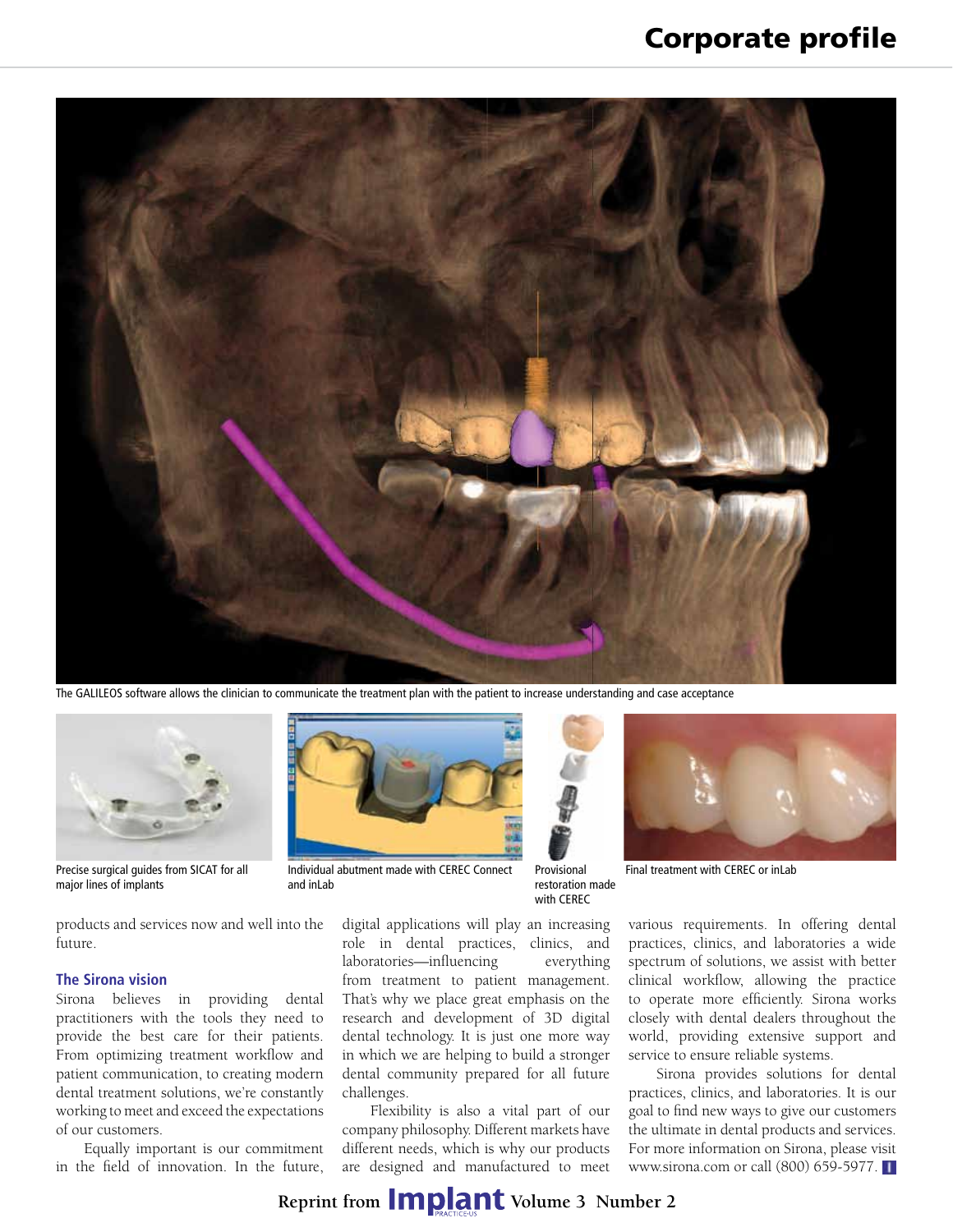The GALILEOS software allows the clinician to communicate the treatment plan with the patient to increase understanding and case acceptance

Precise surgical guides from SICAT for all major lines of implants

Individual abutment made with CEREC Connect and inLab

Provisional restoration made with CEREC

Final treatment with CEREC or inLab

products and services now and well into the future.

### The Sirona vision

Sirona believes in providing dental practitioners with the tools they need to provide the best care for their patients. From optimizing treatment workflow and patient communication, to creating modern dental treatment solutions, we're constantly working to meet and exceed the expectations of our customers.

Equally important is our commitment in the field of innovation. In the future, digital applications will play an increasing role in dental practices, clinics, and laboratories—influencing everything from treatment to patient management. That's why we place great emphasis on the research and development of 3D digital dental technology. It is just one more way in which we are helping to build a stronger dental community prepared for all future challenges.

Flexibility is also a vital part of our company philosophy. Different markets have different needs, which is why our products are designed and manufactured to meet various requirements. In offering dental practices, clinics, and laboratories a wide spectrum of solutions, we assist with better clinical workflow, allowing the practice to operate more efficiently. Sirona works closely with dental dealers throughout the world, providing extensive support and service to ensure reliable systems.

Sirona provides solutions for dental practices, clinics, and laboratories. It is our goal to find new ways to give our customers the ultimate in dental products and services. For more information on Sirona, please visit www.sirona.com or call (800) 659-5977.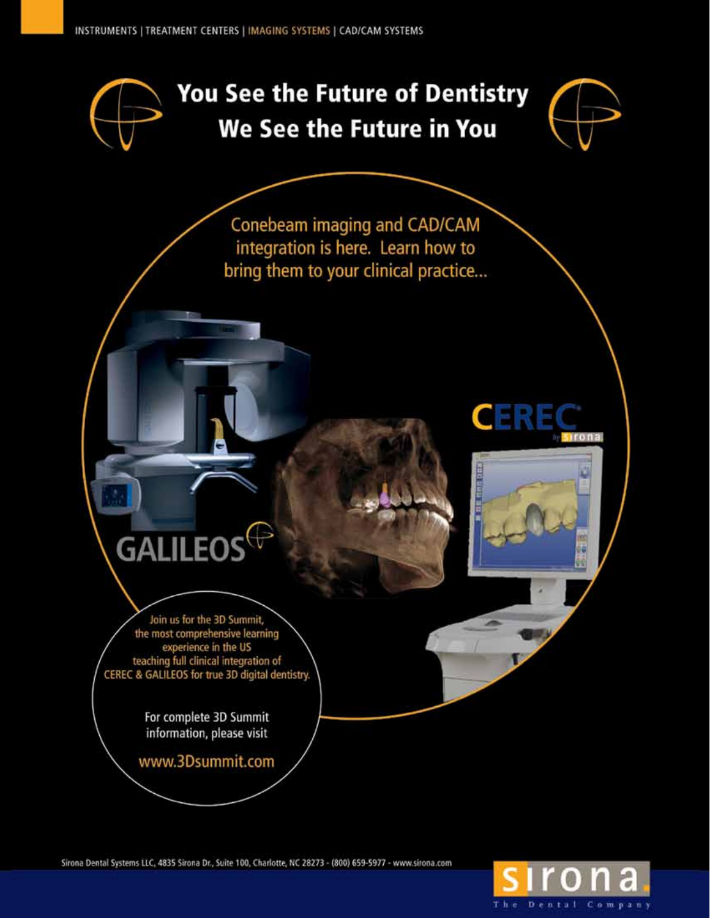INSTRUMENTS | TREATMENT CENTERS | IMAGING SYSTEMS | CAD/CAM SYSTEMS

# You See the Future of Dentistry
# We See the Future in You

Conebeam imaging and CAD/CAM integration is here. Learn how to bring them to your clinical practice...

GALILEOS

CEREC by sirona

Join us for the 3D Summit, the most comprehensive learning experience in the US teaching full clinical integration of CEREC & GALILEOS for true 3D digital dentistry.

For complete 3D Summit information, please visit

www.3Dsummit.com

Sirona Dental Systems LLC, 4835 Sirona Dr., Suite 100, Charlotte, NC 28273 - (800) 659-5977 - www.sirona.com

sirona. The Dental Company